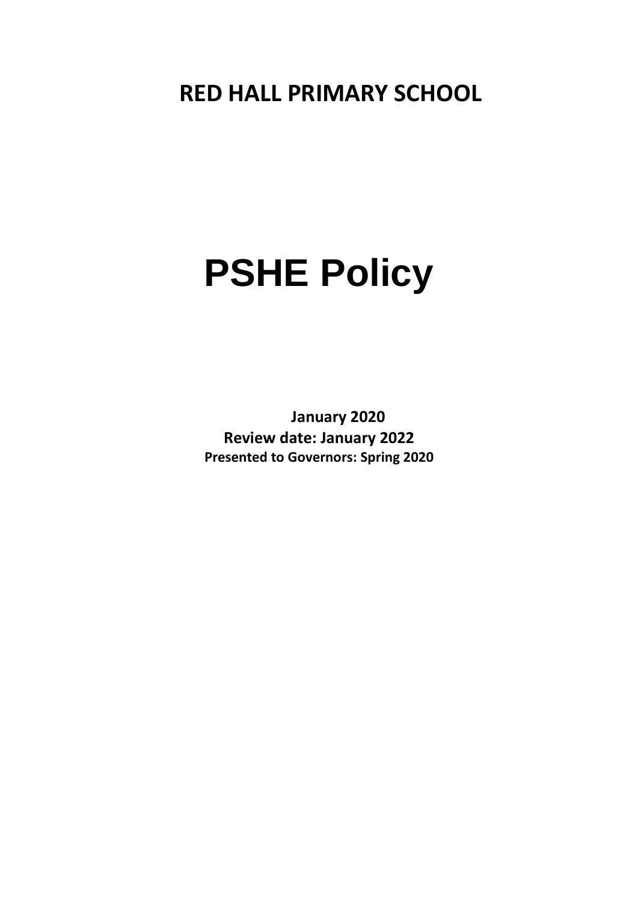# RED HALL PRIMARY SCHOOL

# PSHE Policy

**January 2020**

**Review date: January 2022**

**Presented to Governors: Spring 2020**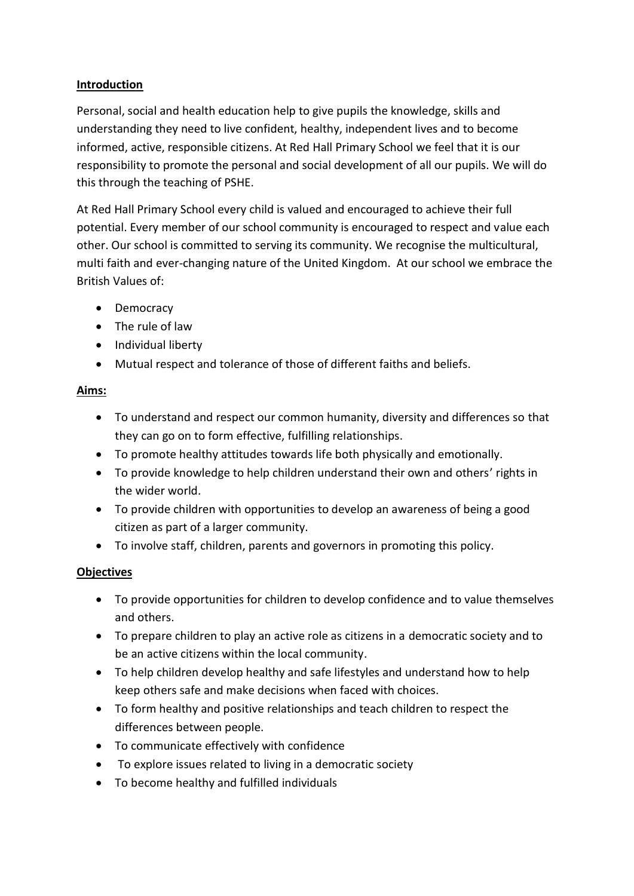## Introduction

Personal, social and health education help to give pupils the knowledge, skills and understanding they need to live confident, healthy, independent lives and to become informed, active, responsible citizens. At Red Hall Primary School we feel that it is our responsibility to promote the personal and social development of all our pupils. We will do this through the teaching of PSHE.

At Red Hall Primary School every child is valued and encouraged to achieve their full potential. Every member of our school community is encouraged to respect and value each other. Our school is committed to serving its community. We recognise the multicultural, multi faith and ever-changing nature of the United Kingdom. At our school we embrace the British Values of:

- Democracy
- The rule of law
- Individual liberty
- Mutual respect and tolerance of those of different faiths and beliefs.

## Aims:

- To understand and respect our common humanity, diversity and differences so that they can go on to form effective, fulfilling relationships.
- To promote healthy attitudes towards life both physically and emotionally.
- To provide knowledge to help children understand their own and others' rights in the wider world.
- To provide children with opportunities to develop an awareness of being a good citizen as part of a larger community.
- To involve staff, children, parents and governors in promoting this policy.

## Objectives

- To provide opportunities for children to develop confidence and to value themselves and others.
- To prepare children to play an active role as citizens in a democratic society and to be an active citizens within the local community.
- To help children develop healthy and safe lifestyles and understand how to help keep others safe and make decisions when faced with choices.
- To form healthy and positive relationships and teach children to respect the differences between people.
- To communicate effectively with confidence
- To explore issues related to living in a democratic society
- To become healthy and fulfilled individuals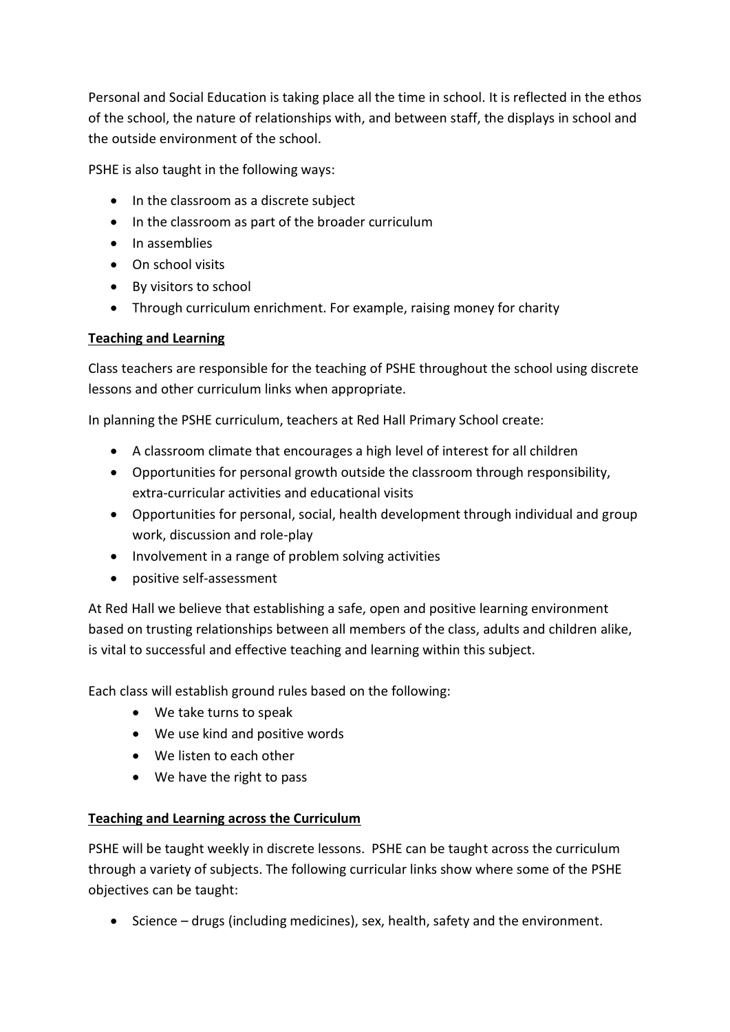Personal and Social Education is taking place all the time in school. It is reflected in the ethos of the school, the nature of relationships with, and between staff, the displays in school and the outside environment of the school.

PSHE is also taught in the following ways:

- In the classroom as a discrete subject
- In the classroom as part of the broader curriculum
- In assemblies
- On school visits
- By visitors to school
- Through curriculum enrichment. For example, raising money for charity

**Teaching and Learning**

Class teachers are responsible for the teaching of PSHE throughout the school using discrete lessons and other curriculum links when appropriate.

In planning the PSHE curriculum, teachers at Red Hall Primary School create:

- A classroom climate that encourages a high level of interest for all children
- Opportunities for personal growth outside the classroom through responsibility, extra-curricular activities and educational visits
- Opportunities for personal, social, health development through individual and group work, discussion and role-play
- Involvement in a range of problem solving activities
- positive self-assessment

At Red Hall we believe that establishing a safe, open and positive learning environment based on trusting relationships between all members of the class, adults and children alike, is vital to successful and effective teaching and learning within this subject.

Each class will establish ground rules based on the following:

- We take turns to speak
- We use kind and positive words
- We listen to each other
- We have the right to pass

**Teaching and Learning across the Curriculum**

PSHE will be taught weekly in discrete lessons. PSHE can be taught across the curriculum through a variety of subjects. The following curricular links show where some of the PSHE objectives can be taught:

- Science – drugs (including medicines), sex, health, safety and the environment.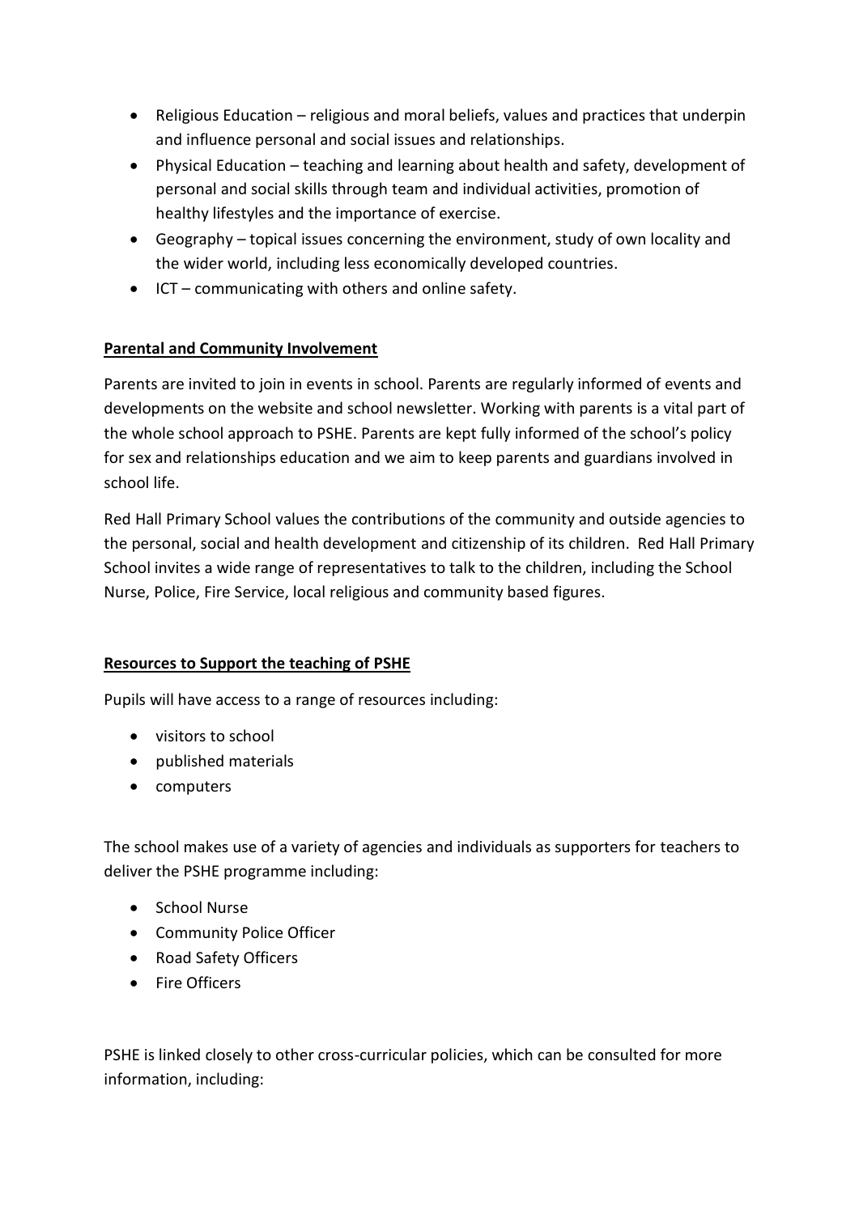- Religious Education – religious and moral beliefs, values and practices that underpin and influence personal and social issues and relationships.
- Physical Education – teaching and learning about health and safety, development of personal and social skills through team and individual activities, promotion of healthy lifestyles and the importance of exercise.
- Geography – topical issues concerning the environment, study of own locality and the wider world, including less economically developed countries.
- ICT – communicating with others and online safety.

## Parental and Community Involvement

Parents are invited to join in events in school. Parents are regularly informed of events and developments on the website and school newsletter. Working with parents is a vital part of the whole school approach to PSHE. Parents are kept fully informed of the school's policy for sex and relationships education and we aim to keep parents and guardians involved in school life.

Red Hall Primary School values the contributions of the community and outside agencies to the personal, social and health development and citizenship of its children. Red Hall Primary School invites a wide range of representatives to talk to the children, including the School Nurse, Police, Fire Service, local religious and community based figures.

## Resources to Support the teaching of PSHE

Pupils will have access to a range of resources including:

- visitors to school
- published materials
- computers

The school makes use of a variety of agencies and individuals as supporters for teachers to deliver the PSHE programme including:

- School Nurse
- Community Police Officer
- Road Safety Officers
- Fire Officers

PSHE is linked closely to other cross-curricular policies, which can be consulted for more information, including: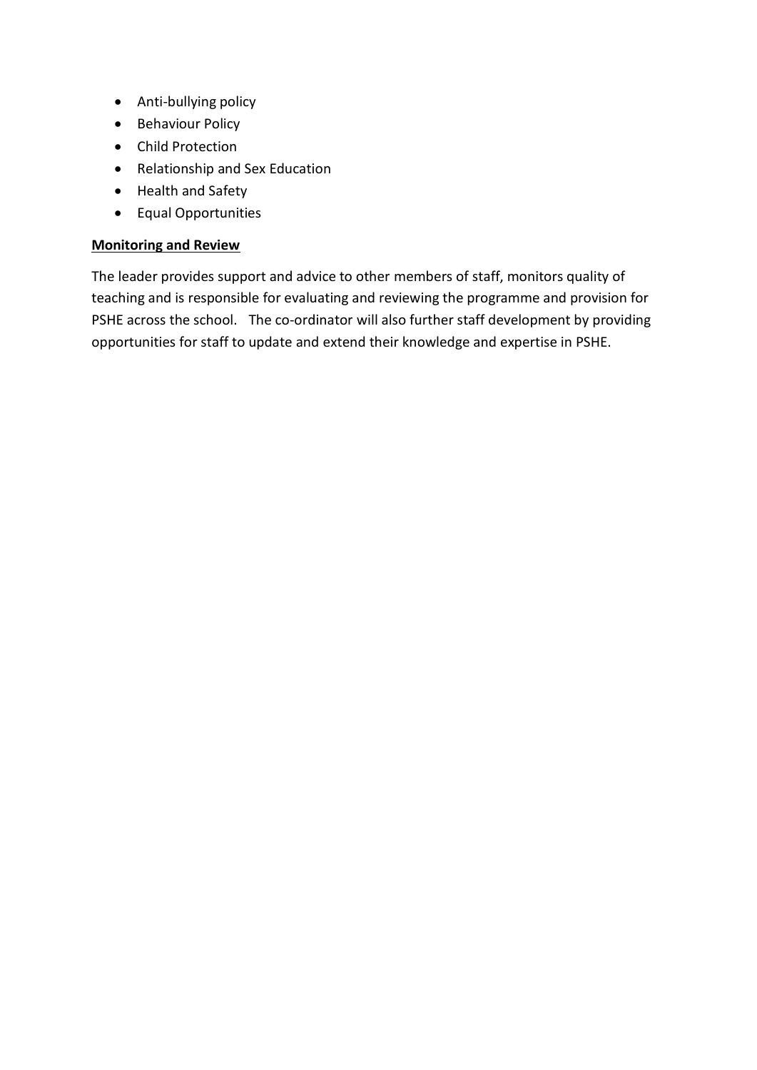- Anti-bullying policy
- Behaviour Policy
- Child Protection
- Relationship and Sex Education
- Health and Safety
- Equal Opportunities

**Monitoring and Review**

The leader provides support and advice to other members of staff, monitors quality of teaching and is responsible for evaluating and reviewing the programme and provision for PSHE across the school. The co-ordinator will also further staff development by providing opportunities for staff to update and extend their knowledge and expertise in PSHE.